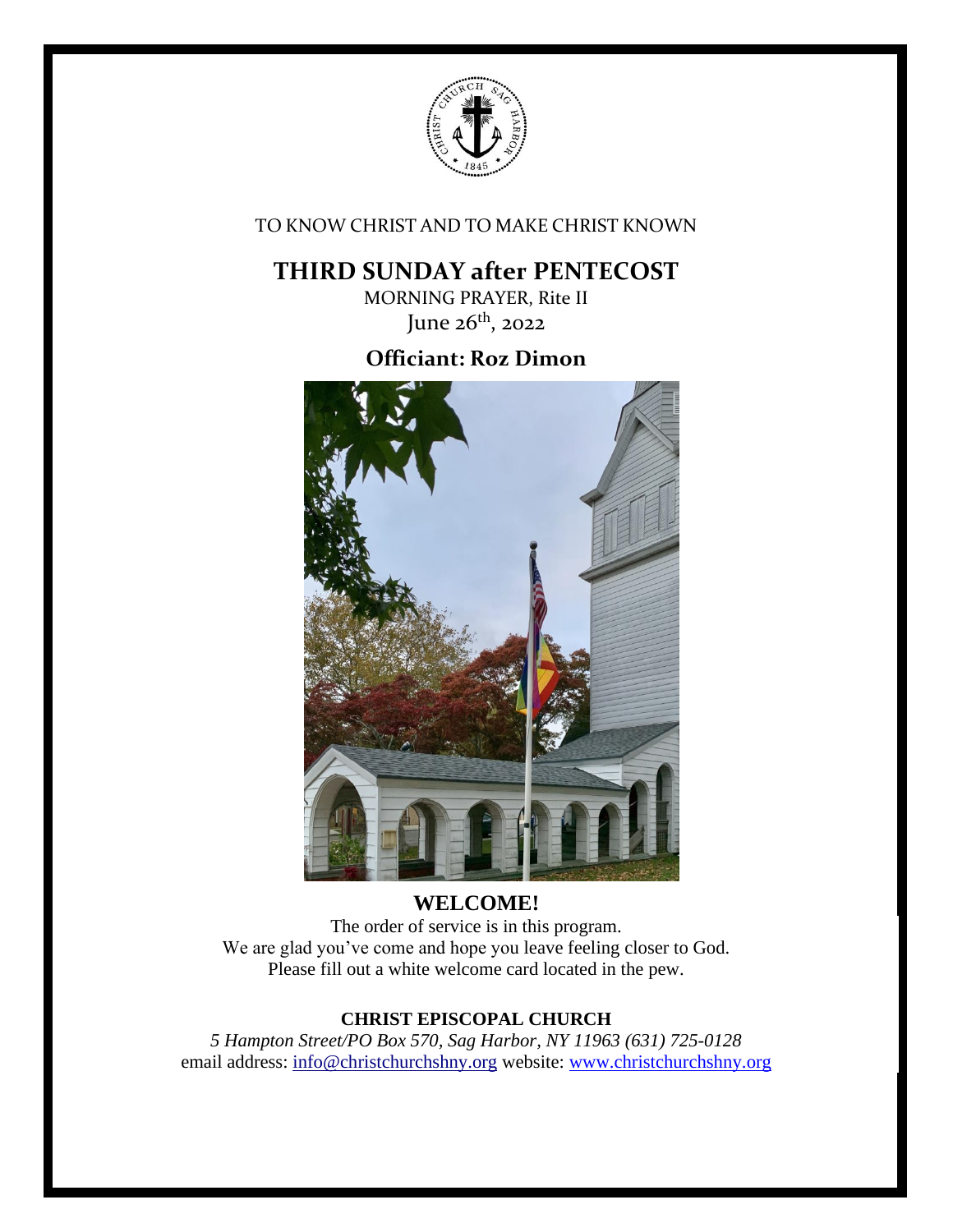TO KNOW CHRIST AND TO MAKE CHRIST KNOWN

# THIRD SUNDAY after PENTECOST

MORNING PRAYER, Rite II

June 26th, 2022

## Officiant: Roz Dimon

## WELCOME!

The order of service is in this program.
We are glad you've come and hope you leave feeling closer to God.
Please fill out a white welcome card located in the pew.

**CHRIST EPISCOPAL CHURCH**

*5 Hampton Street/PO Box 570, Sag Harbor, NY 11963 (631) 725-0128*

email address: [info@christchurchshny.org](mailto:info@christchurchshny.org) website: [www.christchurchshny.org](http://www.christchurchshny.org)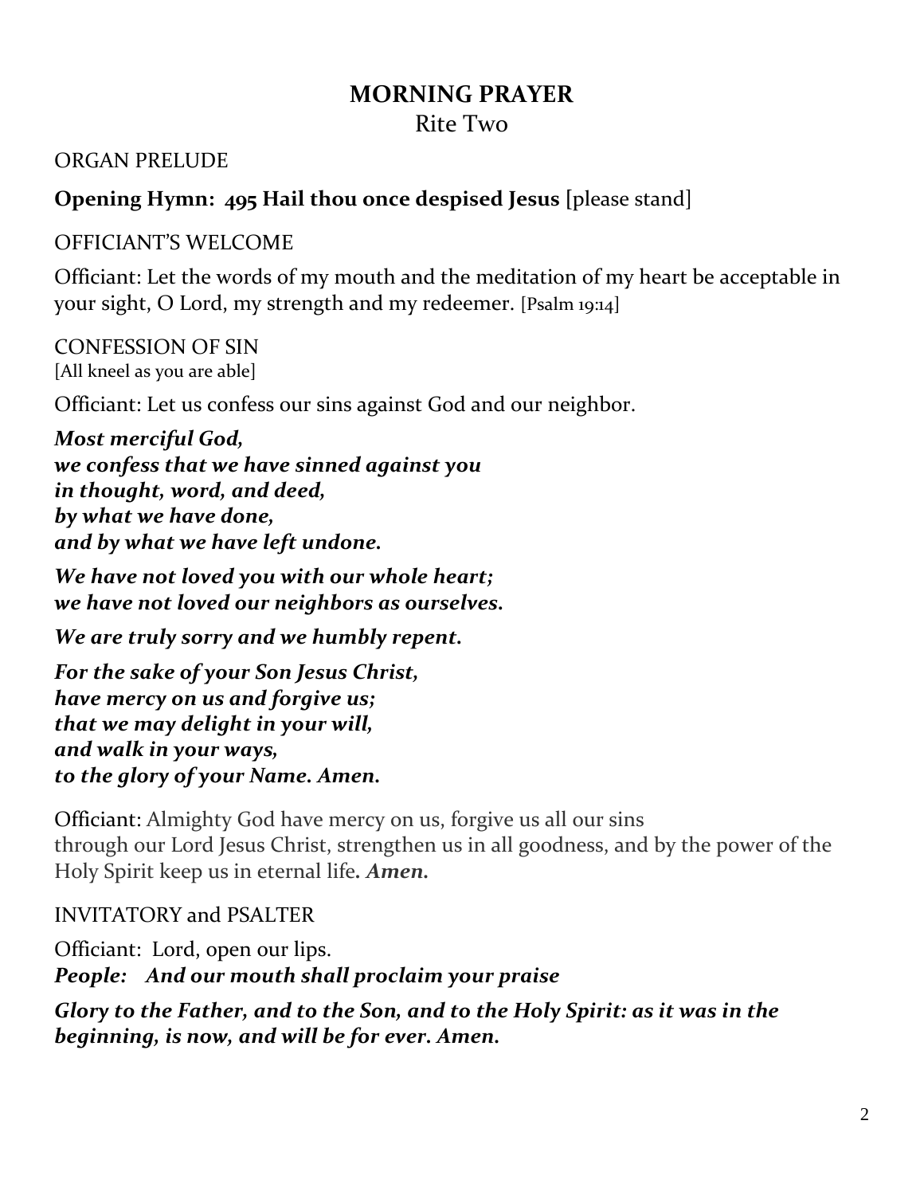# MORNING PRAYER

## Rite Two

ORGAN PRELUDE

**Opening Hymn: 495 Hail thou once despised Jesus** [please stand]

OFFICIANT'S WELCOME

Officiant: Let the words of my mouth and the meditation of my heart be acceptable in your sight, O Lord, my strength and my redeemer. [Psalm 19:14]

CONFESSION OF SIN
[All kneel as you are able]

Officiant: Let us confess our sins against God and our neighbor.

***Most merciful God,***
***we confess that we have sinned against you***
***in thought, word, and deed,***
***by what we have done,***
***and by what we have left undone.***

***We have not loved you with our whole heart;***
***we have not loved our neighbors as ourselves.***

***We are truly sorry and we humbly repent.***

***For the sake of your Son Jesus Christ,***
***have mercy on us and forgive us;***
***that we may delight in your will,***
***and walk in your ways,***
***to the glory of your Name. Amen.***

Officiant: Almighty God have mercy on us, forgive us all our sins through our Lord Jesus Christ, strengthen us in all goodness, and by the power of the Holy Spirit keep us in eternal life***. Amen.***

INVITATORY and PSALTER

Officiant: Lord, open our lips.
***People: And our mouth shall proclaim your praise***

***Glory to the Father, and to the Son, and to the Holy Spirit: as it was in the beginning, is now, and will be for ever. Amen.***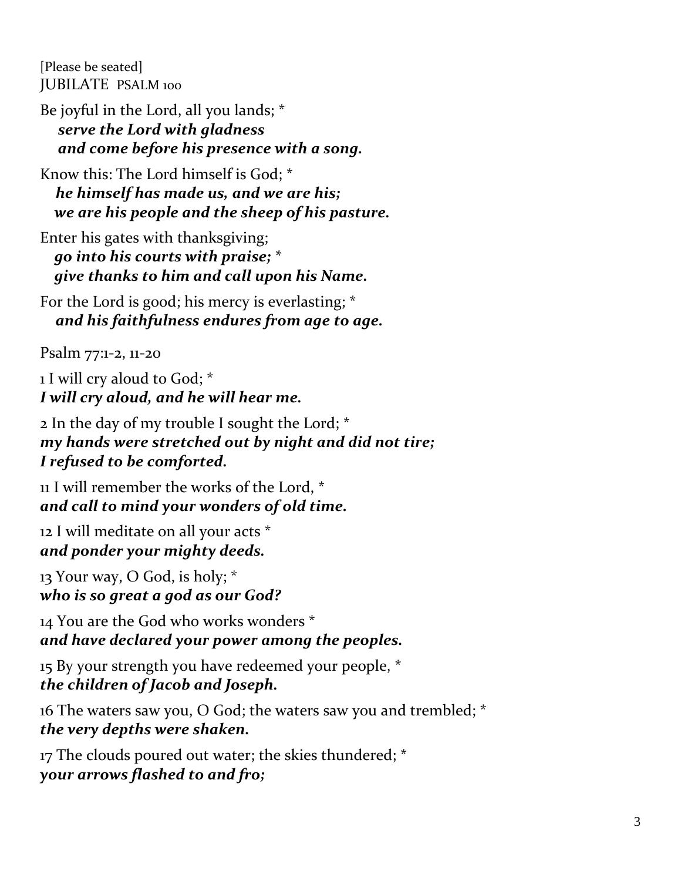[Please be seated]
JUBILATE PSALM 100

Be joyful in the Lord, all you lands; *
***serve the Lord with gladness***
***and come before his presence with a song.***

Know this: The Lord himself is God; *
***he himself has made us, and we are his;***
***we are his people and the sheep of his pasture.***

Enter his gates with thanksgiving;
***go into his courts with praise;*** *
***give thanks to him and call upon his Name.***

For the Lord is good; his mercy is everlasting; *
***and his faithfulness endures from age to age.***

Psalm 77:1-2, 11-20

1 I will cry aloud to God; *
***I will cry aloud, and he will hear me.***

2 In the day of my trouble I sought the Lord; *
***my hands were stretched out by night and did not tire;***
***I refused to be comforted.***

11 I will remember the works of the Lord, *
***and call to mind your wonders of old time.***

12 I will meditate on all your acts *
***and ponder your mighty deeds.***

13 Your way, O God, is holy; *
***who is so great a god as our God?***

14 You are the God who works wonders *
***and have declared your power among the peoples.***

15 By your strength you have redeemed your people, *
***the children of Jacob and Joseph.***

16 The waters saw you, O God; the waters saw you and trembled; *
***the very depths were shaken.***

17 The clouds poured out water; the skies thundered; *
***your arrows flashed to and fro;***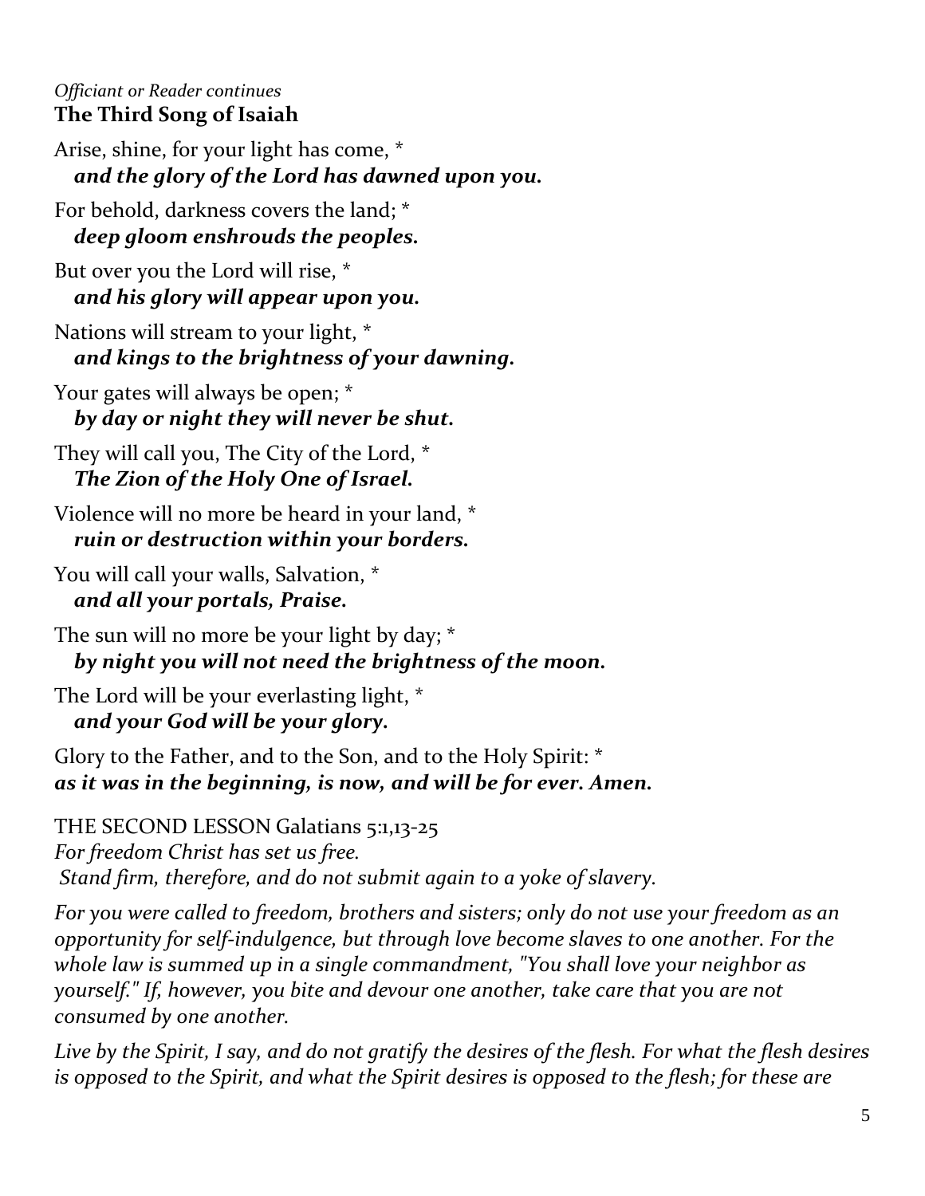*Officiant or Reader continues*

**The Third Song of Isaiah**

Arise, shine, for your light has come, *
  ***and the glory of the Lord has dawned upon you.***

For behold, darkness covers the land; *
  ***deep gloom enshrouds the peoples.***

But over you the Lord will rise, *
  ***and his glory will appear upon you.***

Nations will stream to your light, *
  ***and kings to the brightness of your dawning.***

Your gates will always be open; *
  ***by day or night they will never be shut.***

They will call you, The City of the Lord, *
  ***The Zion of the Holy One of Israel.***

Violence will no more be heard in your land, *
  ***ruin or destruction within your borders.***

You will call your walls, Salvation, *
  ***and all your portals, Praise.***

The sun will no more be your light by day; *
  ***by night you will not need the brightness of the moon.***

The Lord will be your everlasting light, *
  ***and your God will be your glory.***

Glory to the Father, and to the Son, and to the Holy Spirit: *
***as it was in the beginning, is now, and will be for ever. Amen.***

THE SECOND LESSON Galatians 5:1,13-25
*For freedom Christ has set us free.*
*Stand firm, therefore, and do not submit again to a yoke of slavery.*

*For you were called to freedom, brothers and sisters; only do not use your freedom as an opportunity for self-indulgence, but through love become slaves to one another. For the whole law is summed up in a single commandment, "You shall love your neighbor as yourself." If, however, you bite and devour one another, take care that you are not consumed by one another.*

*Live by the Spirit, I say, and do not gratify the desires of the flesh. For what the flesh desires is opposed to the Spirit, and what the Spirit desires is opposed to the flesh; for these are*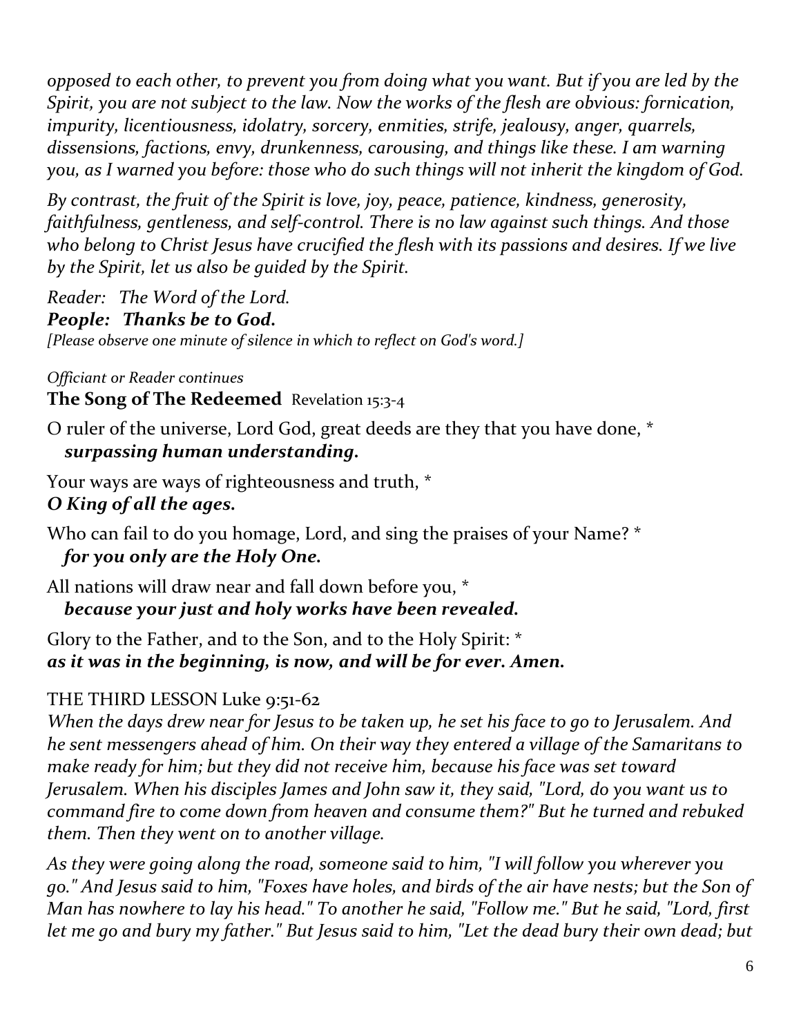*opposed to each other, to prevent you from doing what you want. But if you are led by the Spirit, you are not subject to the law. Now the works of the flesh are obvious: fornication, impurity, licentiousness, idolatry, sorcery, enmities, strife, jealousy, anger, quarrels, dissensions, factions, envy, drunkenness, carousing, and things like these. I am warning you, as I warned you before: those who do such things will not inherit the kingdom of God.*

*By contrast, the fruit of the Spirit is love, joy, peace, patience, kindness, generosity, faithfulness, gentleness, and self-control. There is no law against such things. And those who belong to Christ Jesus have crucified the flesh with its passions and desires. If we live by the Spirit, let us also be guided by the Spirit.*

*Reader: The Word of the Lord.*
***People: Thanks be to God.***
*[Please observe one minute of silence in which to reflect on God's word.]*

*Officiant or Reader continues*
**The Song of The Redeemed** Revelation 15:3-4

O ruler of the universe, Lord God, great deeds are they that you have done, *
***surpassing human understanding.***

Your ways are ways of righteousness and truth, *
***O King of all the ages.***

Who can fail to do you homage, Lord, and sing the praises of your Name? *
***for you only are the Holy One.***

All nations will draw near and fall down before you, *
***because your just and holy works have been revealed.***

Glory to the Father, and to the Son, and to the Holy Spirit: *
***as it was in the beginning, is now, and will be for ever. Amen.***

THE THIRD LESSON Luke 9:51-62
*When the days drew near for Jesus to be taken up, he set his face to go to Jerusalem. And he sent messengers ahead of him. On their way they entered a village of the Samaritans to make ready for him; but they did not receive him, because his face was set toward Jerusalem. When his disciples James and John saw it, they said, "Lord, do you want us to command fire to come down from heaven and consume them?" But he turned and rebuked them. Then they went on to another village.*

*As they were going along the road, someone said to him, "I will follow you wherever you go." And Jesus said to him, "Foxes have holes, and birds of the air have nests; but the Son of Man has nowhere to lay his head." To another he said, "Follow me." But he said, "Lord, first let me go and bury my father." But Jesus said to him, "Let the dead bury their own dead; but*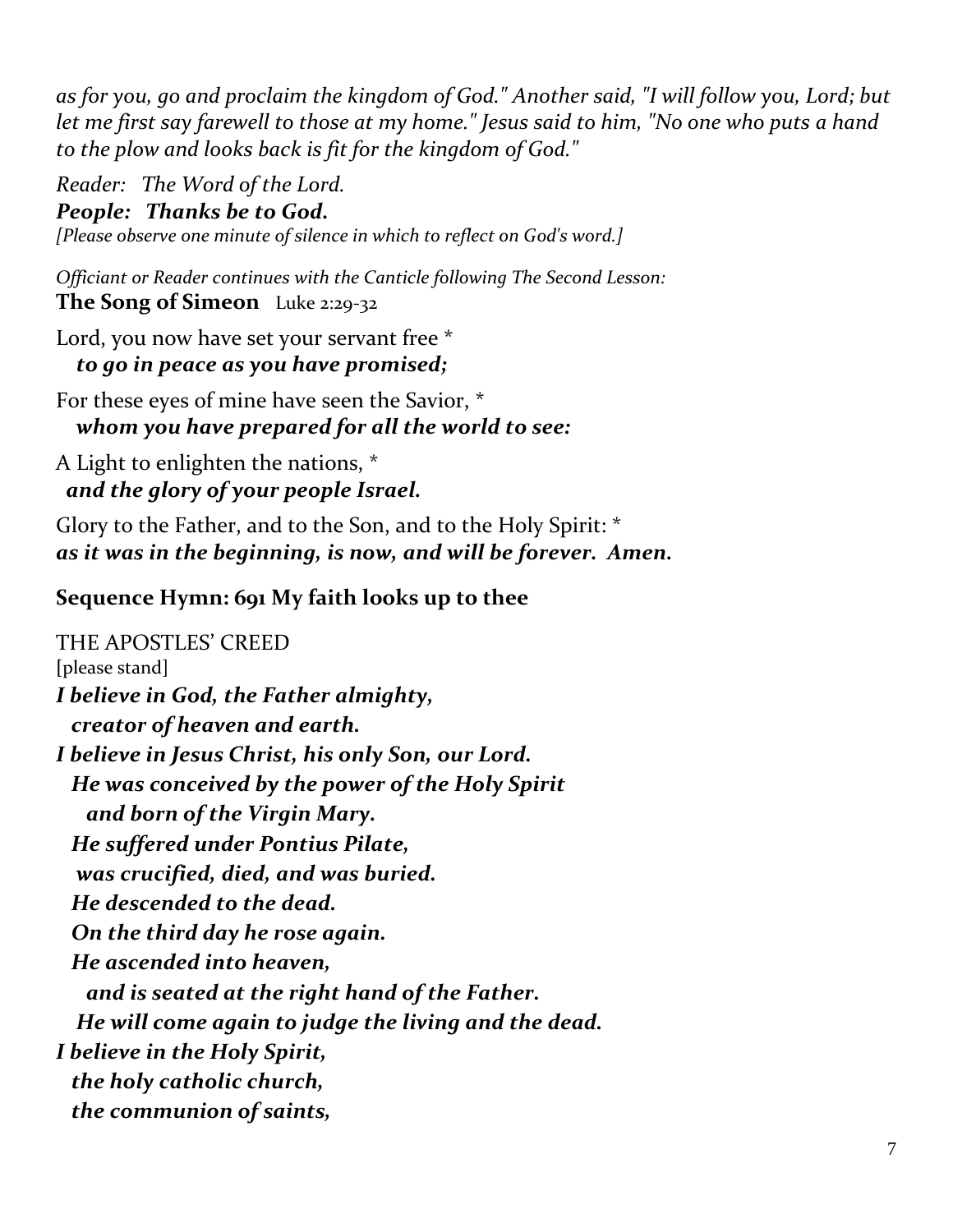*as for you, go and proclaim the kingdom of God." Another said, "I will follow you, Lord; but let me first say farewell to those at my home." Jesus said to him, "No one who puts a hand to the plow and looks back is fit for the kingdom of God."*

*Reader: The Word of the Lord.*
***People: Thanks be to God.***
*[Please observe one minute of silence in which to reflect on God's word.]*

*Officiant or Reader continues with the Canticle following The Second Lesson:*
**The Song of Simeon** Luke 2:29-32

Lord, you now have set your servant free *
***to go in peace as you have promised;***

For these eyes of mine have seen the Savior, *
***whom you have prepared for all the world to see:***

A Light to enlighten the nations, *
***and the glory of your people Israel.***

Glory to the Father, and to the Son, and to the Holy Spirit: *
***as it was in the beginning, is now, and will be forever. Amen.***

**Sequence Hymn: 691 My faith looks up to thee**

THE APOSTLES' CREED
[please stand]

***I believe in God, the Father almighty,***
***creator of heaven and earth.***
***I believe in Jesus Christ, his only Son, our Lord.***
***He was conceived by the power of the Holy Spirit***
***and born of the Virgin Mary.***
***He suffered under Pontius Pilate,***
***was crucified, died, and was buried.***
***He descended to the dead.***
***On the third day he rose again.***
***He ascended into heaven,***
***and is seated at the right hand of the Father.***
***He will come again to judge the living and the dead.***
***I believe in the Holy Spirit,***
***the holy catholic church,***
***the communion of saints,***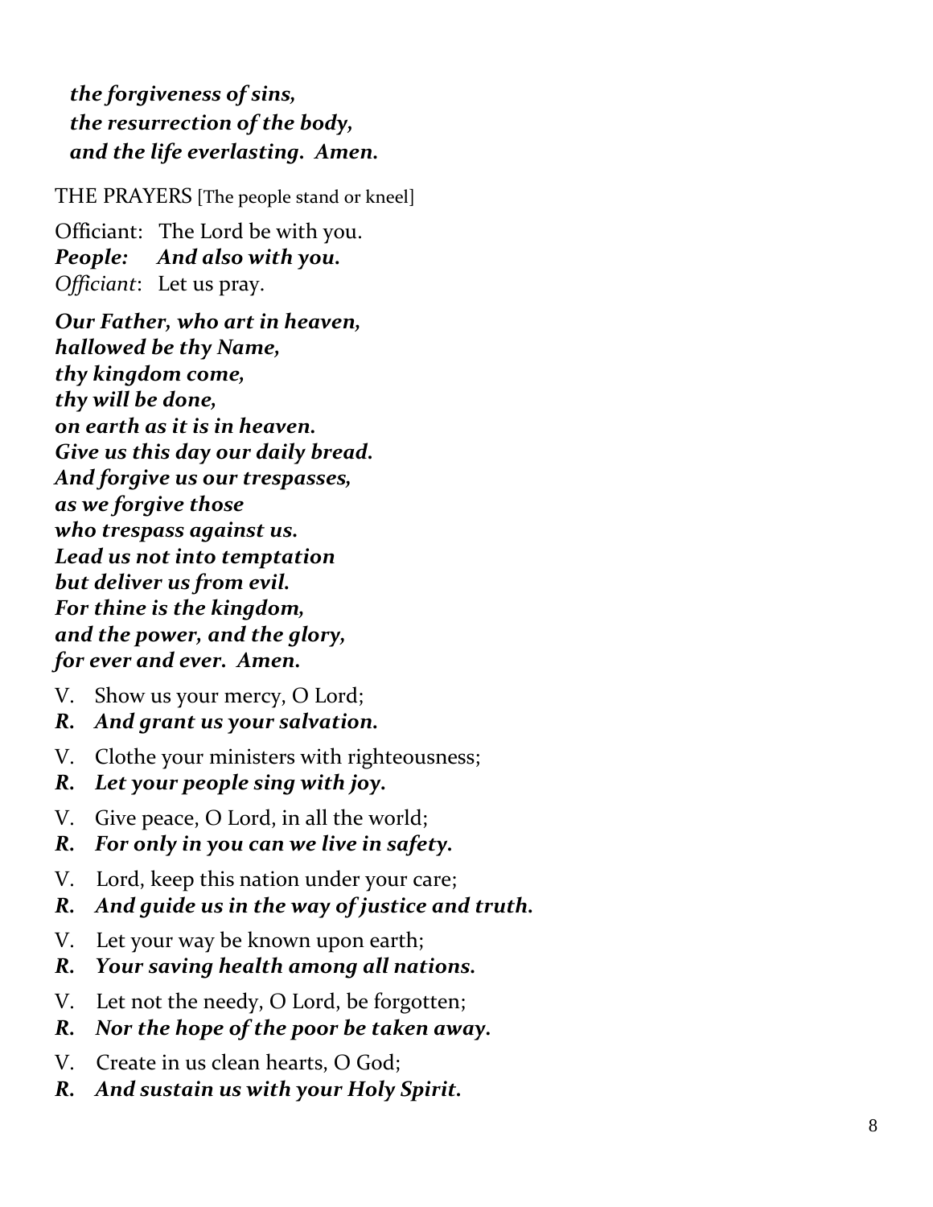*__the forgiveness of sins,__*
*__the resurrection of the body,__*
*__and the life everlasting. Amen.__*

THE PRAYERS [The people stand or kneel]

Officiant: The Lord be with you.
***People: And also with you.***
*Officiant*: Let us pray.

***Our Father, who art in heaven,***
***hallowed be thy Name,***
***thy kingdom come,***
***thy will be done,***
***on earth as it is in heaven.***
***Give us this day our daily bread.***
***And forgive us our trespasses,***
***as we forgive those***
***who trespass against us.***
***Lead us not into temptation***
***but deliver us from evil.***
***For thine is the kingdom,***
***and the power, and the glory,***
***for ever and ever. Amen.***

V. Show us your mercy, O Lord;
***R. And grant us your salvation.***

V. Clothe your ministers with righteousness;
***R. Let your people sing with joy.***

V. Give peace, O Lord, in all the world;
***R. For only in you can we live in safety.***

V. Lord, keep this nation under your care;
***R. And guide us in the way of justice and truth.***

V. Let your way be known upon earth;
***R. Your saving health among all nations.***

V. Let not the needy, O Lord, be forgotten;
***R. Nor the hope of the poor be taken away.***

V. Create in us clean hearts, O God;
***R. And sustain us with your Holy Spirit.***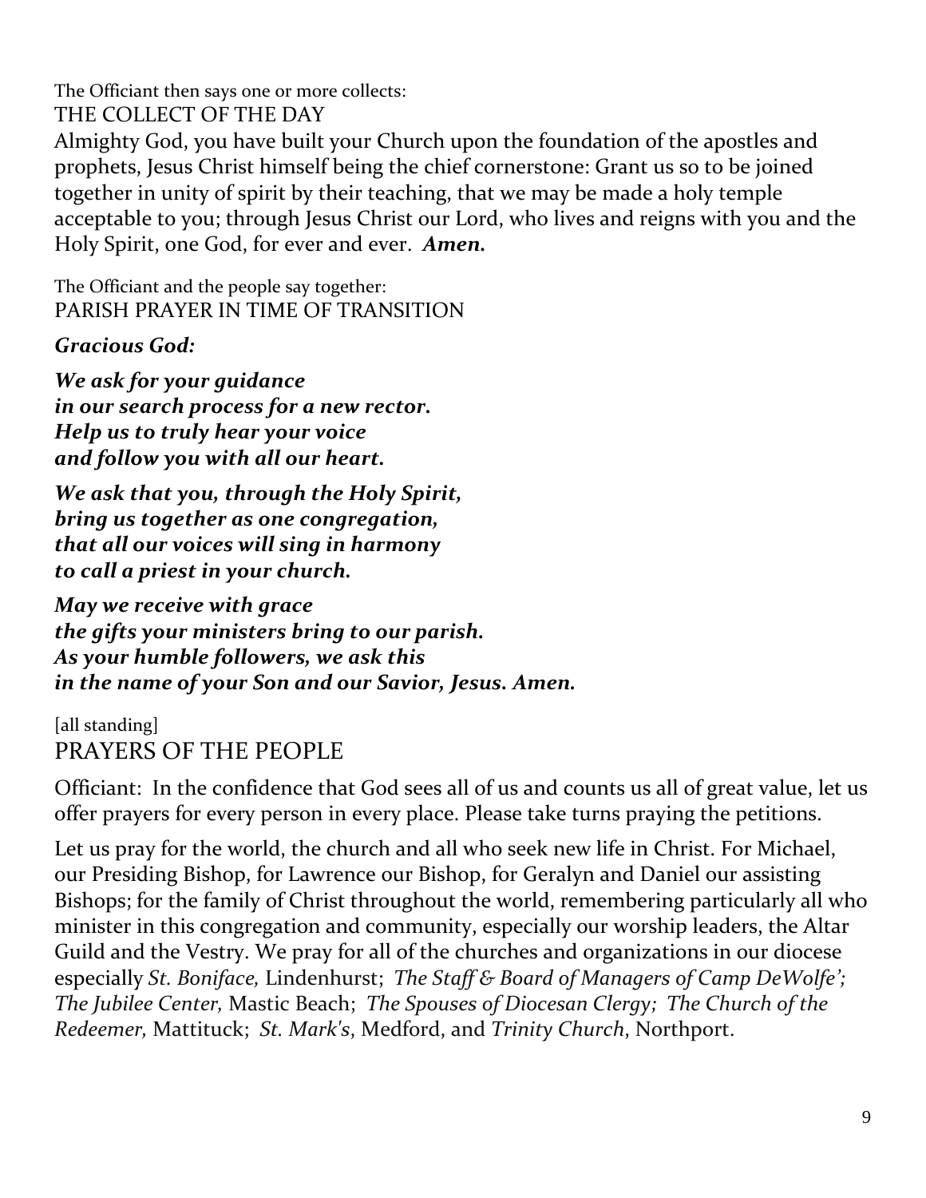The Officiant then says one or more collects:

THE COLLECT OF THE DAY

Almighty God, you have built your Church upon the foundation of the apostles and prophets, Jesus Christ himself being the chief cornerstone: Grant us so to be joined together in unity of spirit by their teaching, that we may be made a holy temple acceptable to you; through Jesus Christ our Lord, who lives and reigns with you and the Holy Spirit, one God, for ever and ever. ***Amen.***

The Officiant and the people say together:

PARISH PRAYER IN TIME OF TRANSITION

***Gracious God:***

***We ask for your guidance***
***in our search process for a new rector.***
***Help us to truly hear your voice***
***and follow you with all our heart.***

***We ask that you, through the Holy Spirit,***
***bring us together as one congregation,***
***that all our voices will sing in harmony***
***to call a priest in your church.***

***May we receive with grace***
***the gifts your ministers bring to our parish.***
***As your humble followers, we ask this***
***in the name of your Son and our Savior, Jesus. Amen.***

[all standing]

## PRAYERS OF THE PEOPLE

Officiant: In the confidence that God sees all of us and counts us all of great value, let us offer prayers for every person in every place. Please take turns praying the petitions.

Let us pray for the world, the church and all who seek new life in Christ. For Michael, our Presiding Bishop, for Lawrence our Bishop, for Geralyn and Daniel our assisting Bishops; for the family of Christ throughout the world, remembering particularly all who minister in this congregation and community, especially our worship leaders, the Altar Guild and the Vestry. We pray for all of the churches and organizations in our diocese especially *St. Boniface,* Lindenhurst; *The Staff & Board of Managers of Camp DeWolfe'; The Jubilee Center,* Mastic Beach; *The Spouses of Diocesan Clergy; The Church of the Redeemer,* Mattituck; *St. Mark's*, Medford, and *Trinity Church*, Northport.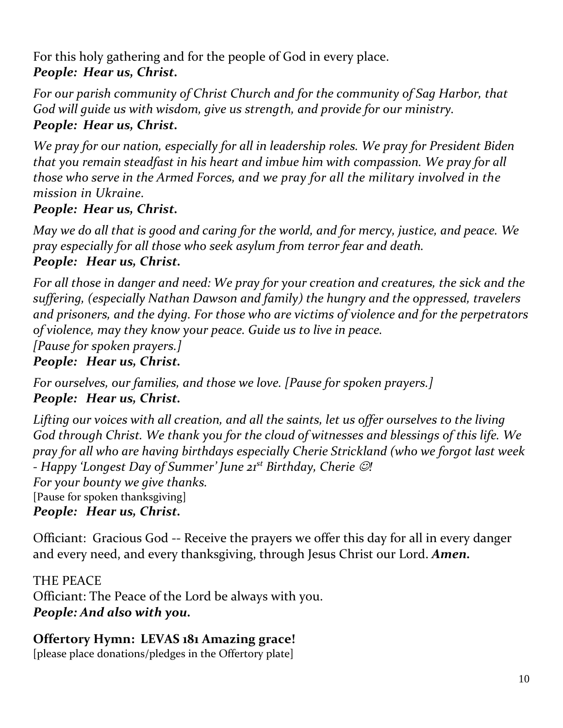For this holy gathering and for the people of God in every place.
***People: Hear us, Christ.***

*For our parish community of Christ Church and for the community of Sag Harbor, that God will guide us with wisdom, give us strength, and provide for our ministry.*
***People: Hear us, Christ.***

*We pray for our nation, especially for all in leadership roles. We pray for President Biden that you remain steadfast in his heart and imbue him with compassion. We pray for all those who serve in the Armed Forces, and we pray for all the military involved in the mission in Ukraine.*
***People: Hear us, Christ.***

*May we do all that is good and caring for the world, and for mercy, justice, and peace. We pray especially for all those who seek asylum from terror fear and death.*
***People: Hear us, Christ.***

*For all those in danger and need: We pray for your creation and creatures, the sick and the suffering, (especially Nathan Dawson and family) the hungry and the oppressed, travelers and prisoners, and the dying. For those who are victims of violence and for the perpetrators of violence, may they know your peace. Guide us to live in peace.*
*[Pause for spoken prayers.]*
***People: Hear us, Christ.***

*For ourselves, our families, and those we love. [Pause for spoken prayers.]*
***People: Hear us, Christ.***

*Lifting our voices with all creation, and all the saints, let us offer ourselves to the living God through Christ. We thank you for the cloud of witnesses and blessings of this life. We pray for all who are having birthdays especially Cherie Strickland (who we forgot last week - Happy 'Longest Day of Summer' June 21st Birthday, Cherie ☺!*
*For your bounty we give thanks.*
[Pause for spoken thanksgiving]
***People: Hear us, Christ.***

Officiant: Gracious God -- Receive the prayers we offer this day for all in every danger and every need, and every thanksgiving, through Jesus Christ our Lord. ***Amen.***

THE PEACE
Officiant: The Peace of the Lord be always with you.
***People: And also with you.***

**Offertory Hymn: LEVAS 181 Amazing grace!**
[please place donations/pledges in the Offertory plate]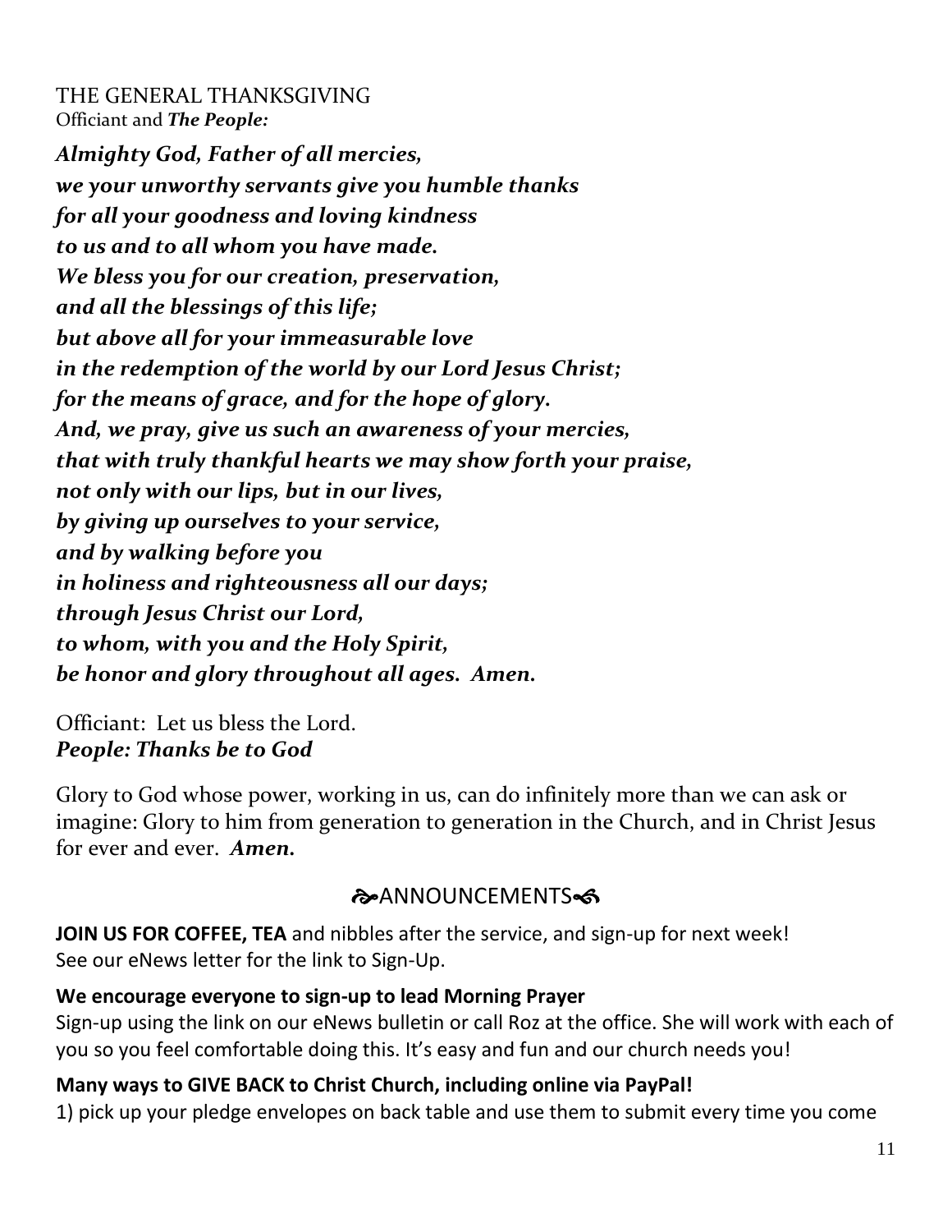THE GENERAL THANKSGIVING
Officiant and ***The People:***

***Almighty God, Father of all mercies,***
***we your unworthy servants give you humble thanks***
***for all your goodness and loving kindness***
***to us and to all whom you have made.***
***We bless you for our creation, preservation,***
***and all the blessings of this life;***
***but above all for your immeasurable love***
***in the redemption of the world by our Lord Jesus Christ;***
***for the means of grace, and for the hope of glory.***
***And, we pray, give us such an awareness of your mercies,***
***that with truly thankful hearts we may show forth your praise,***
***not only with our lips, but in our lives,***
***by giving up ourselves to your service,***
***and by walking before you***
***in holiness and righteousness all our days;***
***through Jesus Christ our Lord,***
***to whom, with you and the Holy Spirit,***
***be honor and glory throughout all ages. Amen.***

Officiant: Let us bless the Lord.
***People: Thanks be to God***

Glory to God whose power, working in us, can do infinitely more than we can ask or imagine: Glory to him from generation to generation in the Church, and in Christ Jesus for ever and ever. ***Amen.***

## ANNOUNCEMENTS

**JOIN US FOR COFFEE, TEA** and nibbles after the service, and sign-up for next week!
See our eNews letter for the link to Sign-Up.

**We encourage everyone to sign-up to lead Morning Prayer**
Sign-up using the link on our eNews bulletin or call Roz at the office. She will work with each of you so you feel comfortable doing this. It's easy and fun and our church needs you!

**Many ways to GIVE BACK to Christ Church, including online via PayPal!**
1) pick up your pledge envelopes on back table and use them to submit every time you come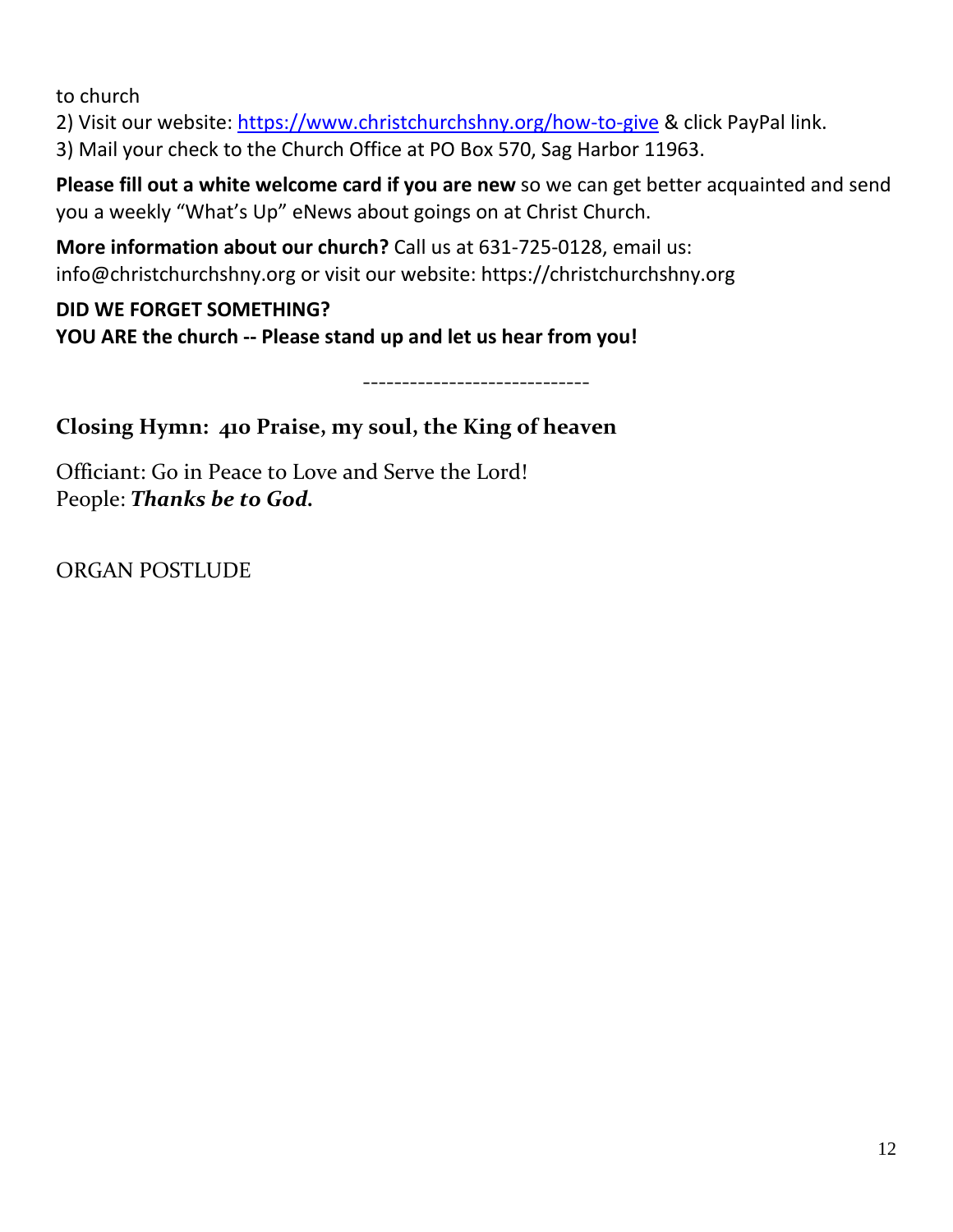to church

2) Visit our website: [https://www.christchurchshny.org/how-to-give](https://www.christchurchshny.org/how-to-give) & click PayPal link.

3) Mail your check to the Church Office at PO Box 570, Sag Harbor 11963.

**Please fill out a white welcome card if you are new** so we can get better acquainted and send you a weekly "What's Up" eNews about goings on at Christ Church.

**More information about our church?** Call us at 631-725-0128, email us: info@christchurchshny.org or visit our website: https://christchurchshny.org

**DID WE FORGET SOMETHING?**
**YOU ARE the church -- Please stand up and let us hear from you!**

-----------------------------

## Closing Hymn: 410 Praise, my soul, the King of heaven

Officiant: Go in Peace to Love and Serve the Lord!
People: ***Thanks be to God.***

ORGAN POSTLUDE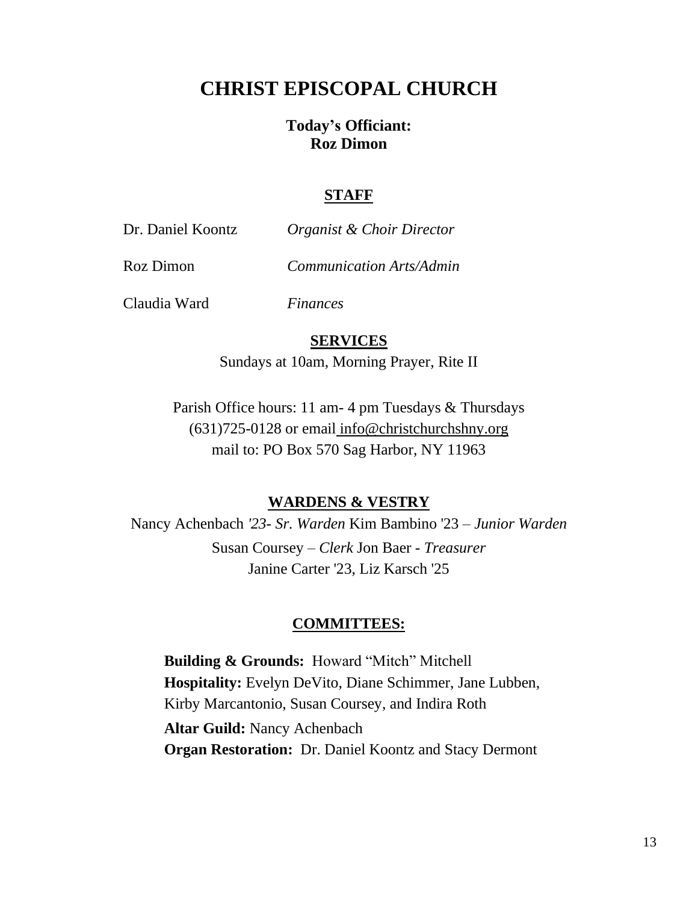# CHRIST EPISCOPAL CHURCH

**Today's Officiant:**
**Roz Dimon**

## STAFF

| | |
|---|---|
| Dr. Daniel Koontz | *Organist & Choir Director* |
| Roz Dimon | *Communication Arts/Admin* |
| Claudia Ward | *Finances* |

## SERVICES

Sundays at 10am, Morning Prayer, Rite II

Parish Office hours: 11 am- 4 pm Tuesdays & Thursdays
(631)725-0128 or email info@christchurchshny.org
mail to: PO Box 570 Sag Harbor, NY 11963

## WARDENS & VESTRY

Nancy Achenbach *'23- Sr. Warden* Kim Bambino '23 – *Junior Warden*
Susan Coursey – *Clerk* Jon Baer - *Treasurer*
Janine Carter '23, Liz Karsch '25

## COMMITTEES:

**Building & Grounds:** Howard "Mitch" Mitchell
**Hospitality:** Evelyn DeVito, Diane Schimmer, Jane Lubben, Kirby Marcantonio, Susan Coursey, and Indira Roth
**Altar Guild:** Nancy Achenbach
**Organ Restoration:** Dr. Daniel Koontz and Stacy Dermont